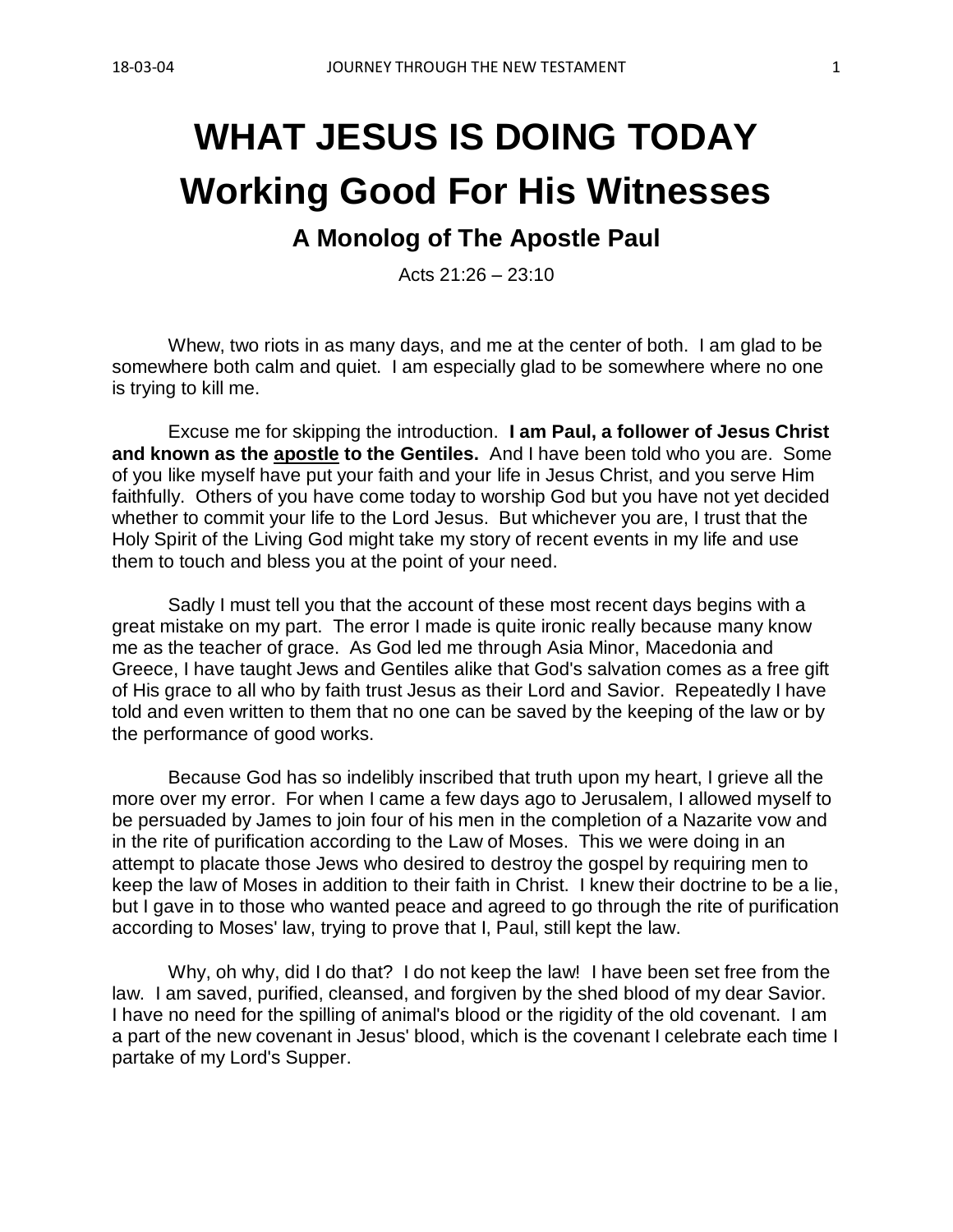# WHAT JESUS IS DOING TODAY

# Working Good For His Witnesses

### A Monolog of The Apostle Paul

Acts 21:26 – 23:10

Whew, two riots in as many days, and me at the center of both. I am glad to be somewhere both calm and quiet. I am especially glad to be somewhere where no one is trying to kill me.

Excuse me for skipping the introduction. **I am Paul, a follower of Jesus Christ and known as the <u>apostle</u> to the Gentiles.** And I have been told who you are. Some of you like myself have put your faith and your life in Jesus Christ, and you serve Him faithfully. Others of you have come today to worship God but you have not yet decided whether to commit your life to the Lord Jesus. But whichever you are, I trust that the Holy Spirit of the Living God might take my story of recent events in my life and use them to touch and bless you at the point of your need.

Sadly I must tell you that the account of these most recent days begins with a great mistake on my part. The error I made is quite ironic really because many know me as the teacher of grace. As God led me through Asia Minor, Macedonia and Greece, I have taught Jews and Gentiles alike that God's salvation comes as a free gift of His grace to all who by faith trust Jesus as their Lord and Savior. Repeatedly I have told and even written to them that no one can be saved by the keeping of the law or by the performance of good works.

Because God has so indelibly inscribed that truth upon my heart, I grieve all the more over my error. For when I came a few days ago to Jerusalem, I allowed myself to be persuaded by James to join four of his men in the completion of a Nazarite vow and in the rite of purification according to the Law of Moses. This we were doing in an attempt to placate those Jews who desired to destroy the gospel by requiring men to keep the law of Moses in addition to their faith in Christ. I knew their doctrine to be a lie, but I gave in to those who wanted peace and agreed to go through the rite of purification according to Moses' law, trying to prove that I, Paul, still kept the law.

Why, oh why, did I do that? I do not keep the law! I have been set free from the law. I am saved, purified, cleansed, and forgiven by the shed blood of my dear Savior. I have no need for the spilling of animal's blood or the rigidity of the old covenant. I am a part of the new covenant in Jesus' blood, which is the covenant I celebrate each time I partake of my Lord's Supper.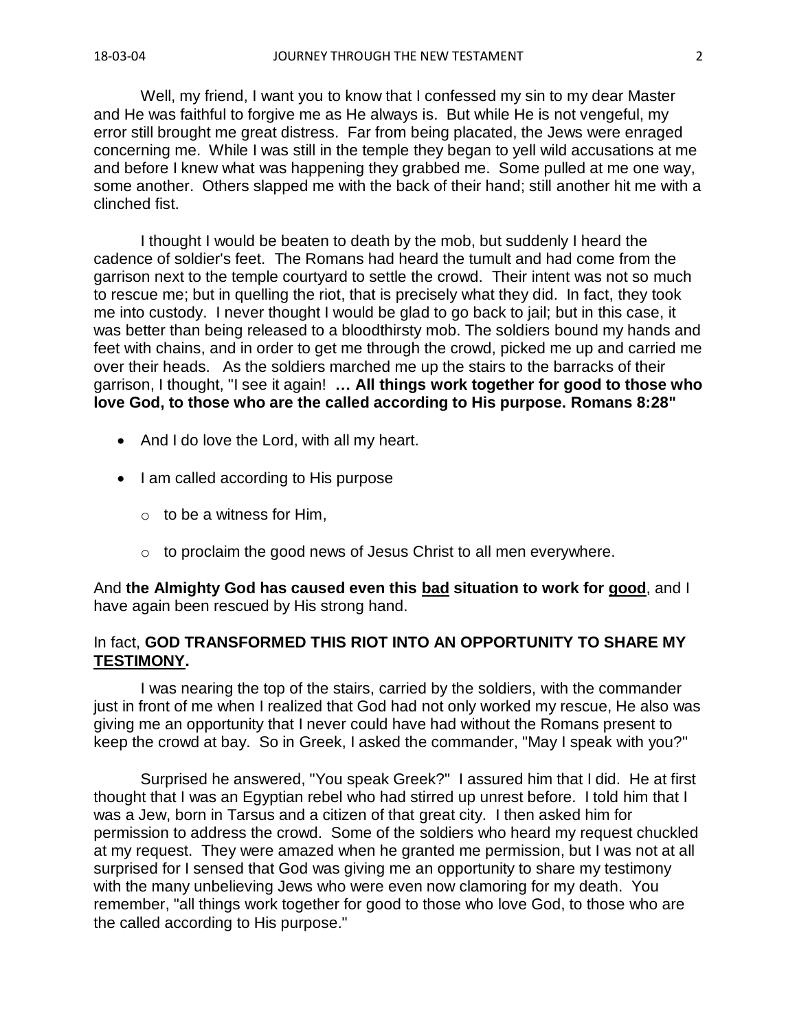Well, my friend, I want you to know that I confessed my sin to my dear Master and He was faithful to forgive me as He always is. But while He is not vengeful, my error still brought me great distress. Far from being placated, the Jews were enraged concerning me. While I was still in the temple they began to yell wild accusations at me and before I knew what was happening they grabbed me. Some pulled at me one way, some another. Others slapped me with the back of their hand; still another hit me with a clinched fist.

I thought I would be beaten to death by the mob, but suddenly I heard the cadence of soldier's feet. The Romans had heard the tumult and had come from the garrison next to the temple courtyard to settle the crowd. Their intent was not so much to rescue me; but in quelling the riot, that is precisely what they did. In fact, they took me into custody. I never thought I would be glad to go back to jail; but in this case, it was better than being released to a bloodthirsty mob. The soldiers bound my hands and feet with chains, and in order to get me through the crowd, picked me up and carried me over their heads. As the soldiers marched me up the stairs to the barracks of their garrison, I thought, "I see it again! **… All things work together for good to those who love God, to those who are the called according to His purpose. Romans 8:28"**

- And I do love the Lord, with all my heart.
- I am called according to His purpose
  - to be a witness for Him,
  - to proclaim the good news of Jesus Christ to all men everywhere.

And **the Almighty God has caused even this <u>bad</u> situation to work for <u>good</u>**, and I have again been rescued by His strong hand.

In fact, **GOD TRANSFORMED THIS RIOT INTO AN OPPORTUNITY TO SHARE MY <u>TESTIMONY</u>.**

I was nearing the top of the stairs, carried by the soldiers, with the commander just in front of me when I realized that God had not only worked my rescue, He also was giving me an opportunity that I never could have had without the Romans present to keep the crowd at bay. So in Greek, I asked the commander, "May I speak with you?"

Surprised he answered, "You speak Greek?" I assured him that I did. He at first thought that I was an Egyptian rebel who had stirred up unrest before. I told him that I was a Jew, born in Tarsus and a citizen of that great city. I then asked him for permission to address the crowd. Some of the soldiers who heard my request chuckled at my request. They were amazed when he granted me permission, but I was not at all surprised for I sensed that God was giving me an opportunity to share my testimony with the many unbelieving Jews who were even now clamoring for my death. You remember, "all things work together for good to those who love God, to those who are the called according to His purpose."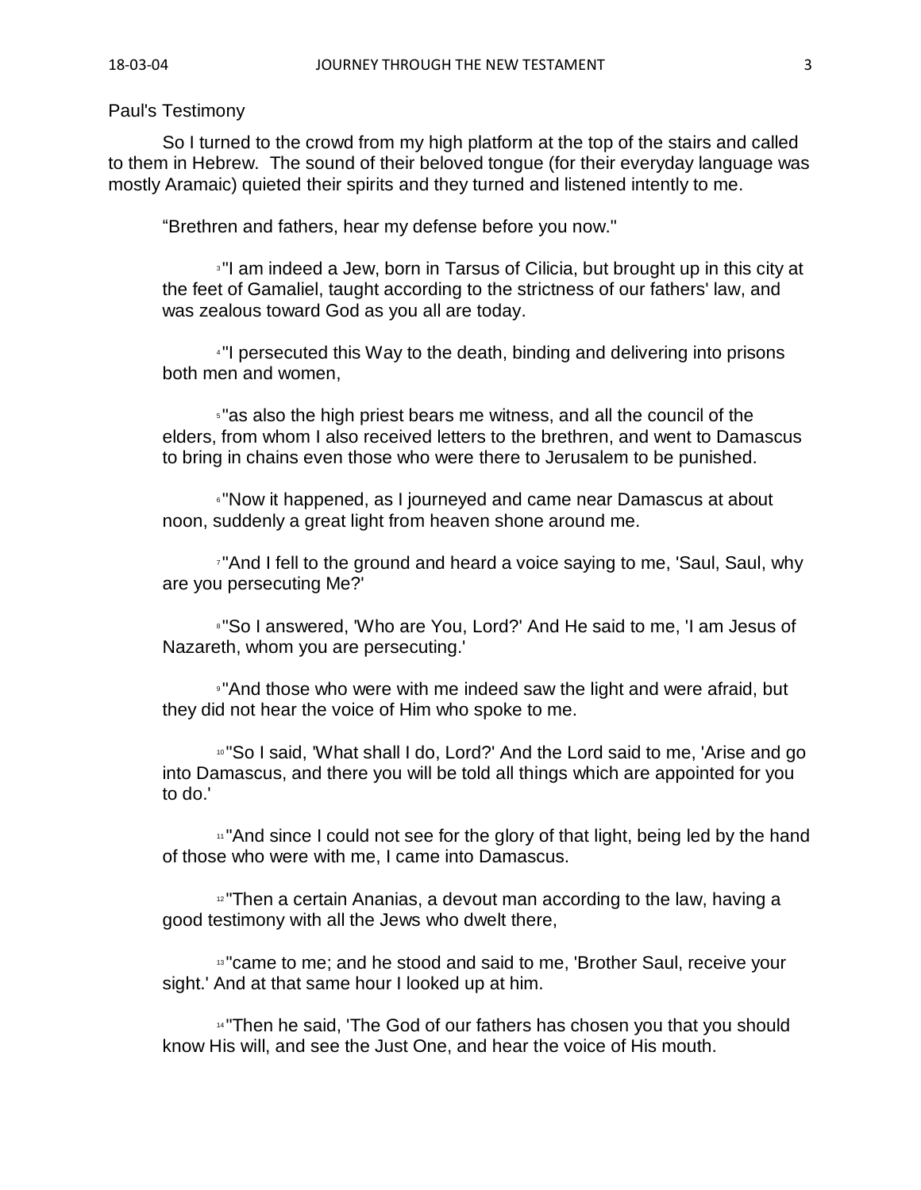Paul's Testimony

So I turned to the crowd from my high platform at the top of the stairs and called to them in Hebrew. The sound of their beloved tongue (for their everyday language was mostly Aramaic) quieted their spirits and they turned and listened intently to me.

“Brethren and fathers, hear my defense before you now."

[3] "I am indeed a Jew, born in Tarsus of Cilicia, but brought up in this city at the feet of Gamaliel, taught according to the strictness of our fathers' law, and was zealous toward God as you all are today.

[4] "I persecuted this Way to the death, binding and delivering into prisons both men and women,

[5] "as also the high priest bears me witness, and all the council of the elders, from whom I also received letters to the brethren, and went to Damascus to bring in chains even those who were there to Jerusalem to be punished.

[6] "Now it happened, as I journeyed and came near Damascus at about noon, suddenly a great light from heaven shone around me.

[7] "And I fell to the ground and heard a voice saying to me, 'Saul, Saul, why are you persecuting Me?'

[8] "So I answered, 'Who are You, Lord?' And He said to me, 'I am Jesus of Nazareth, whom you are persecuting.'

[9] "And those who were with me indeed saw the light and were afraid, but they did not hear the voice of Him who spoke to me.

[10] "So I said, 'What shall I do, Lord?' And the Lord said to me, 'Arise and go into Damascus, and there you will be told all things which are appointed for you to do.'

[11] "And since I could not see for the glory of that light, being led by the hand of those who were with me, I came into Damascus.

[12] "Then a certain Ananias, a devout man according to the law, having a good testimony with all the Jews who dwelt there,

[13] "came to me; and he stood and said to me, 'Brother Saul, receive your sight.' And at that same hour I looked up at him.

[14] "Then he said, 'The God of our fathers has chosen you that you should know His will, and see the Just One, and hear the voice of His mouth.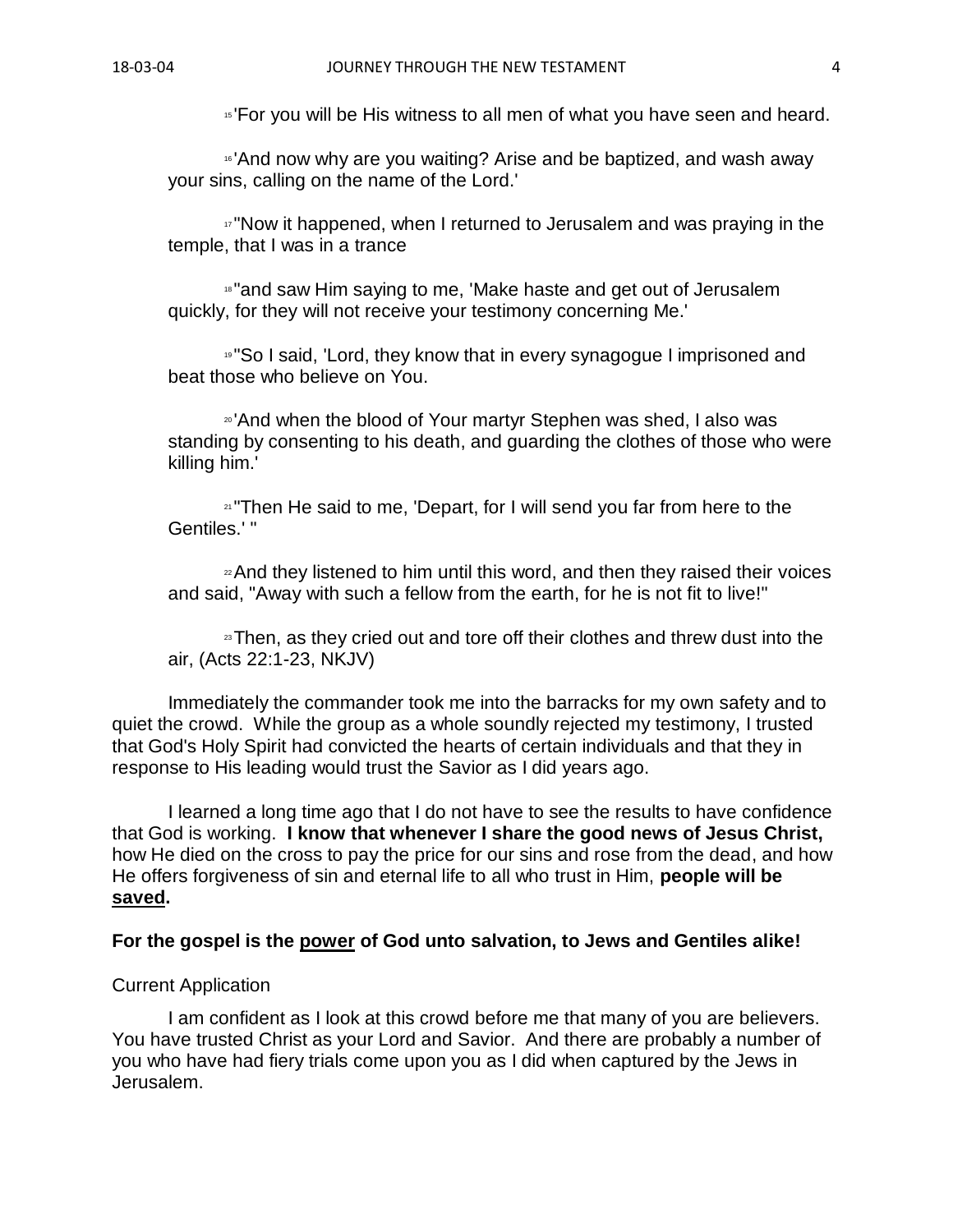[15]'For you will be His witness to all men of what you have seen and heard.

[16]'And now why are you waiting? Arise and be baptized, and wash away your sins, calling on the name of the Lord.'

[17]"Now it happened, when I returned to Jerusalem and was praying in the temple, that I was in a trance

[18]"and saw Him saying to me, 'Make haste and get out of Jerusalem quickly, for they will not receive your testimony concerning Me.'

[19]"So I said, 'Lord, they know that in every synagogue I imprisoned and beat those who believe on You.

[20]'And when the blood of Your martyr Stephen was shed, I also was standing by consenting to his death, and guarding the clothes of those who were killing him.'

[21]"Then He said to me, 'Depart, for I will send you far from here to the Gentiles.' "

[22]And they listened to him until this word, and then they raised their voices and said, "Away with such a fellow from the earth, for he is not fit to live!"

[23]Then, as they cried out and tore off their clothes and threw dust into the air, (Acts 22:1-23, NKJV)

Immediately the commander took me into the barracks for my own safety and to quiet the crowd. While the group as a whole soundly rejected my testimony, I trusted that God's Holy Spirit had convicted the hearts of certain individuals and that they in response to His leading would trust the Savior as I did years ago.

I learned a long time ago that I do not have to see the results to have confidence that God is working. **I know that whenever I share the good news of Jesus Christ,** how He died on the cross to pay the price for our sins and rose from the dead, and how He offers forgiveness of sin and eternal life to all who trust in Him, **people will be <u>saved</u>.**

**For the gospel is the <u>power</u> of God unto salvation, to Jews and Gentiles alike!**

Current Application

I am confident as I look at this crowd before me that many of you are believers. You have trusted Christ as your Lord and Savior. And there are probably a number of you who have had fiery trials come upon you as I did when captured by the Jews in Jerusalem.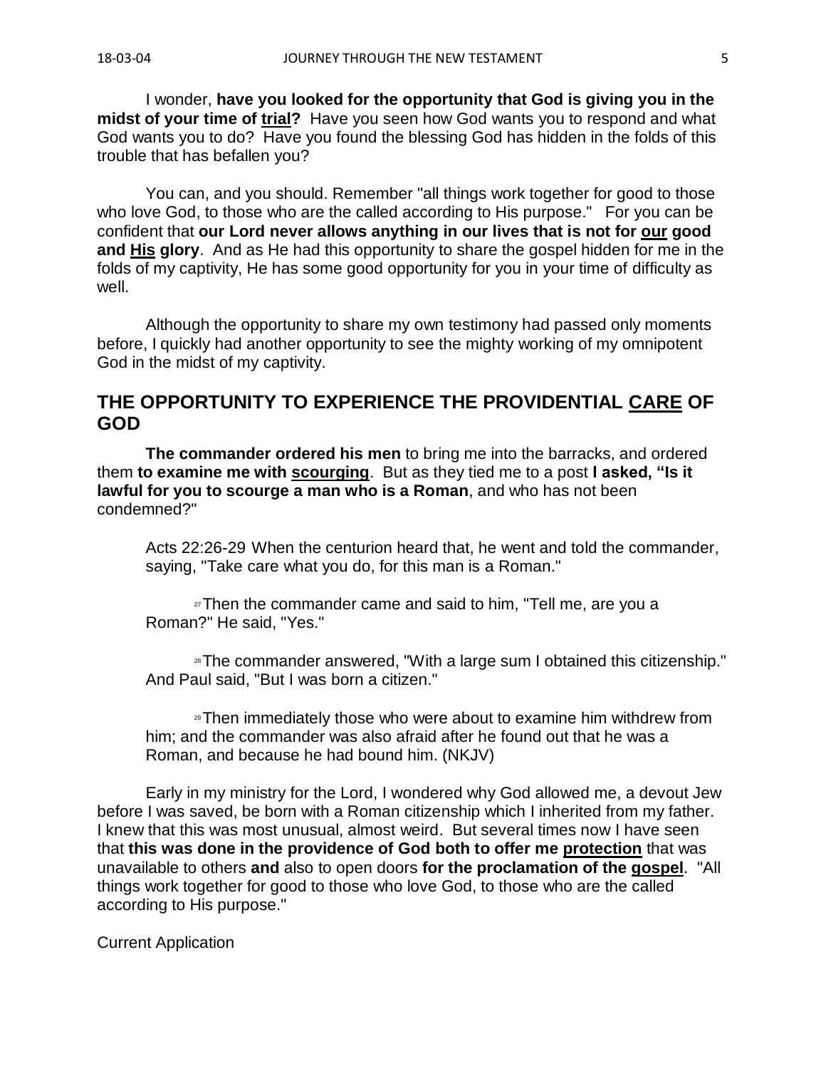I wonder, **have you looked for the opportunity that God is giving you in the midst of your time of <u>trial</u>?** Have you seen how God wants you to respond and what God wants you to do? Have you found the blessing God has hidden in the folds of this trouble that has befallen you?

You can, and you should. Remember "all things work together for good to those who love God, to those who are the called according to His purpose." For you can be confident that **our Lord never allows anything in our lives that is not for <u>our</u> good and <u>His</u> glory**. And as He had this opportunity to share the gospel hidden for me in the folds of my captivity, He has some good opportunity for you in your time of difficulty as well.

Although the opportunity to share my own testimony had passed only moments before, I quickly had another opportunity to see the mighty working of my omnipotent God in the midst of my captivity.

## THE OPPORTUNITY TO EXPERIENCE THE PROVIDENTIAL <u>CARE</u> OF GOD

**The commander ordered his men** to bring me into the barracks, and ordered them **to examine me with <u>scourging</u>**. But as they tied me to a post **I asked, "Is it lawful for you to scourge a man who is a Roman**, and who has not been condemned?"

> Acts 22:26-29 When the centurion heard that, he went and told the commander, saying, "Take care what you do, for this man is a Roman."
>
> [27] Then the commander came and said to him, "Tell me, are you a Roman?" He said, "Yes."
>
> [28] The commander answered, "With a large sum I obtained this citizenship." And Paul said, "But I was born a citizen."
>
> [29] Then immediately those who were about to examine him withdrew from him; and the commander was also afraid after he found out that he was a Roman, and because he had bound him. (NKJV)

Early in my ministry for the Lord, I wondered why God allowed me, a devout Jew before I was saved, be born with a Roman citizenship which I inherited from my father. I knew that this was most unusual, almost weird. But several times now I have seen that **this was done in the providence of God both to offer me <u>protection</u>** that was unavailable to others **and** also to open doors **for the proclamation of the <u>gospel</u>**. "All things work together for good to those who love God, to those who are the called according to His purpose."

Current Application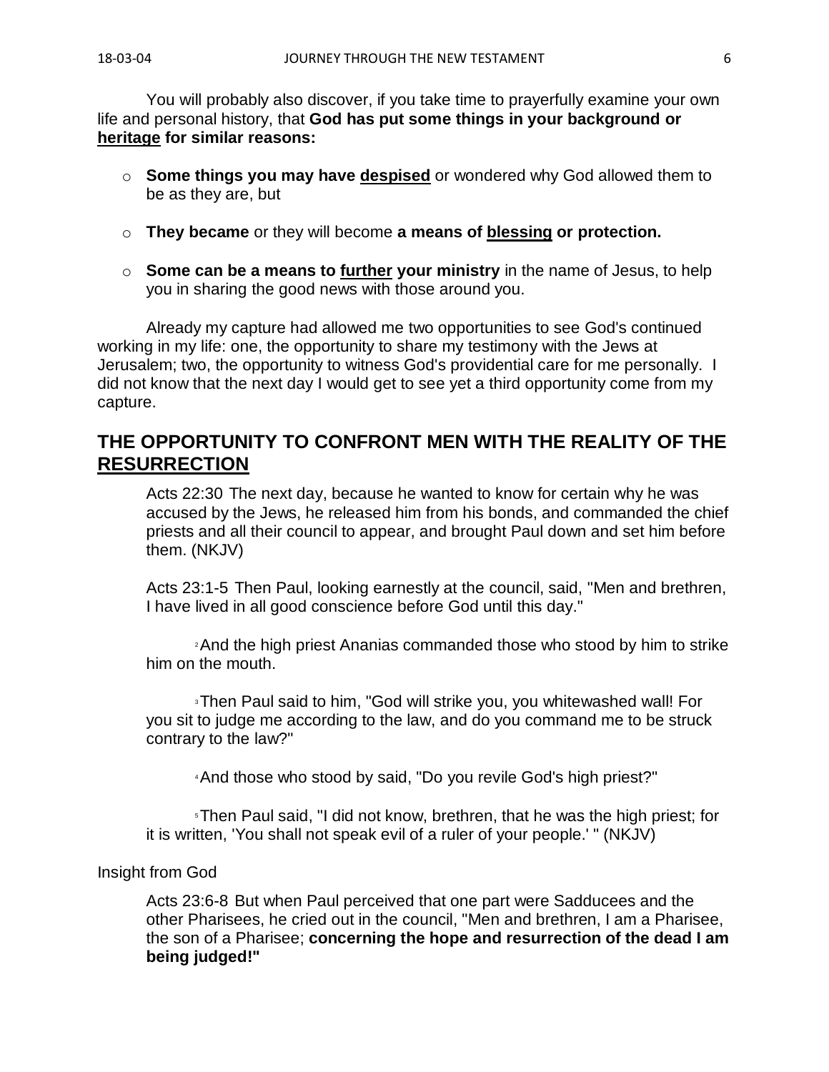You will probably also discover, if you take time to prayerfully examine your own life and personal history, that **God has put some things in your background or heritage for similar reasons:**

- **Some things you may have despised** or wondered why God allowed them to be as they are, but
- **They became** or they will become **a means of blessing or protection.**
- **Some can be a means to further your ministry** in the name of Jesus, to help you in sharing the good news with those around you.

Already my capture had allowed me two opportunities to see God's continued working in my life: one, the opportunity to share my testimony with the Jews at Jerusalem; two, the opportunity to witness God's providential care for me personally. I did not know that the next day I would get to see yet a third opportunity come from my capture.

## THE OPPORTUNITY TO CONFRONT MEN WITH THE REALITY OF THE RESURRECTION

> Acts 22:30 The next day, because he wanted to know for certain why he was accused by the Jews, he released him from his bonds, and commanded the chief priests and all their council to appear, and brought Paul down and set him before them. (NKJV)
>
> Acts 23:1-5 Then Paul, looking earnestly at the council, said, "Men and brethren, I have lived in all good conscience before God until this day."
>
> [2] And the high priest Ananias commanded those who stood by him to strike him on the mouth.
>
> [3] Then Paul said to him, "God will strike you, you whitewashed wall! For you sit to judge me according to the law, and do you command me to be struck contrary to the law?"
>
> [4] And those who stood by said, "Do you revile God's high priest?"
>
> [5] Then Paul said, "I did not know, brethren, that he was the high priest; for it is written, 'You shall not speak evil of a ruler of your people.' " (NKJV)

Insight from God

> Acts 23:6-8 But when Paul perceived that one part were Sadducees and the other Pharisees, he cried out in the council, "Men and brethren, I am a Pharisee, the son of a Pharisee; **concerning the hope and resurrection of the dead I am being judged!"**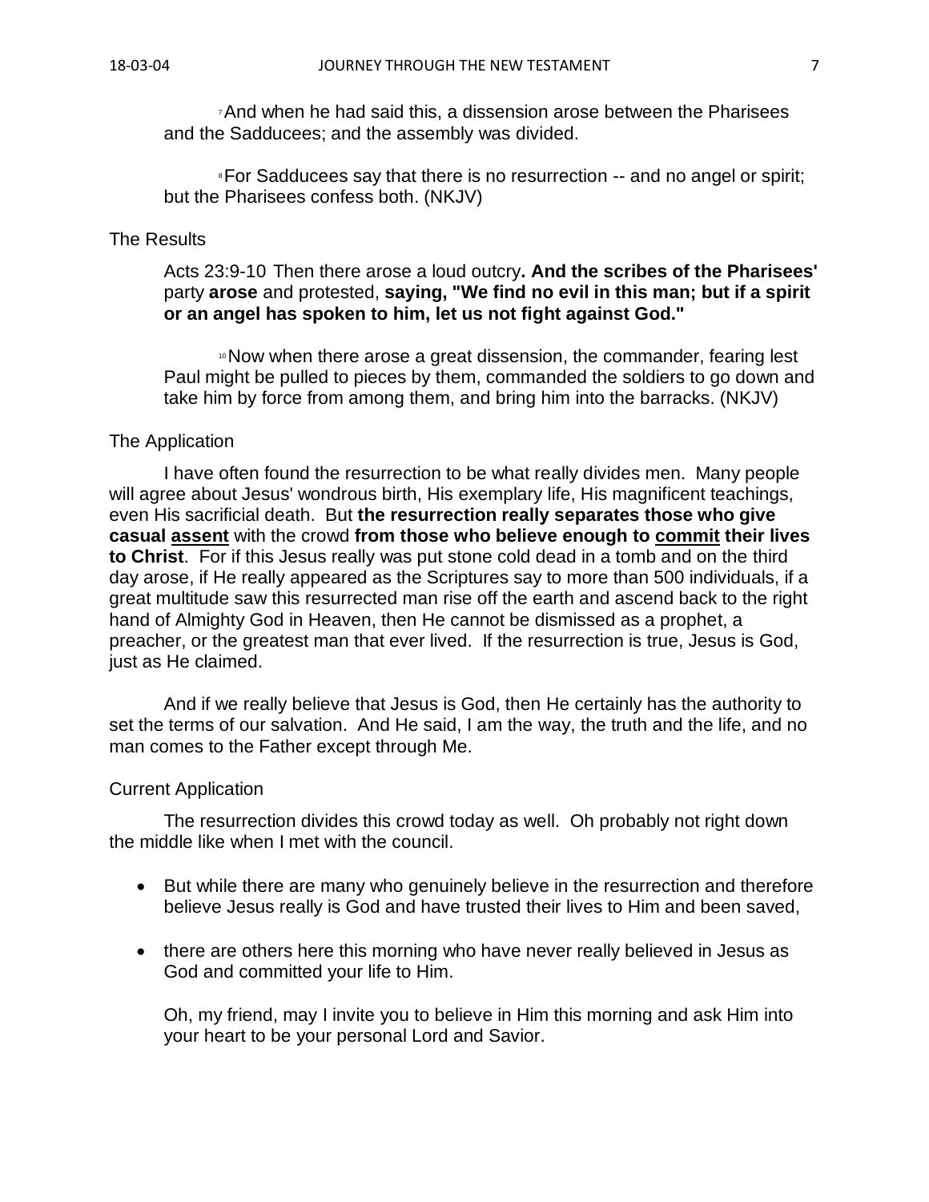[7] And when he had said this, a dissension arose between the Pharisees and the Sadducees; and the assembly was divided.

[8] For Sadducees say that there is no resurrection -- and no angel or spirit; but the Pharisees confess both. (NKJV)

The Results

Acts 23:9-10 Then there arose a loud outcry**. And the scribes of the Pharisees'** party **arose** and protested, **saying, "We find no evil in this man; but if a spirit or an angel has spoken to him, let us not fight against God."**

[10] Now when there arose a great dissension, the commander, fearing lest Paul might be pulled to pieces by them, commanded the soldiers to go down and take him by force from among them, and bring him into the barracks. (NKJV)

The Application

I have often found the resurrection to be what really divides men. Many people will agree about Jesus' wondrous birth, His exemplary life, His magnificent teachings, even His sacrificial death. But **the resurrection really separates those who give casual <u>assent</u>** with the crowd **from those who believe enough to <u>commit</u> their lives to Christ**. For if this Jesus really was put stone cold dead in a tomb and on the third day arose, if He really appeared as the Scriptures say to more than 500 individuals, if a great multitude saw this resurrected man rise off the earth and ascend back to the right hand of Almighty God in Heaven, then He cannot be dismissed as a prophet, a preacher, or the greatest man that ever lived. If the resurrection is true, Jesus is God, just as He claimed.

And if we really believe that Jesus is God, then He certainly has the authority to set the terms of our salvation. And He said, I am the way, the truth and the life, and no man comes to the Father except through Me.

Current Application

The resurrection divides this crowd today as well. Oh probably not right down the middle like when I met with the council.

- But while there are many who genuinely believe in the resurrection and therefore believe Jesus really is God and have trusted their lives to Him and been saved,

- there are others here this morning who have never really believed in Jesus as God and committed your life to Him.

  Oh, my friend, may I invite you to believe in Him this morning and ask Him into your heart to be your personal Lord and Savior.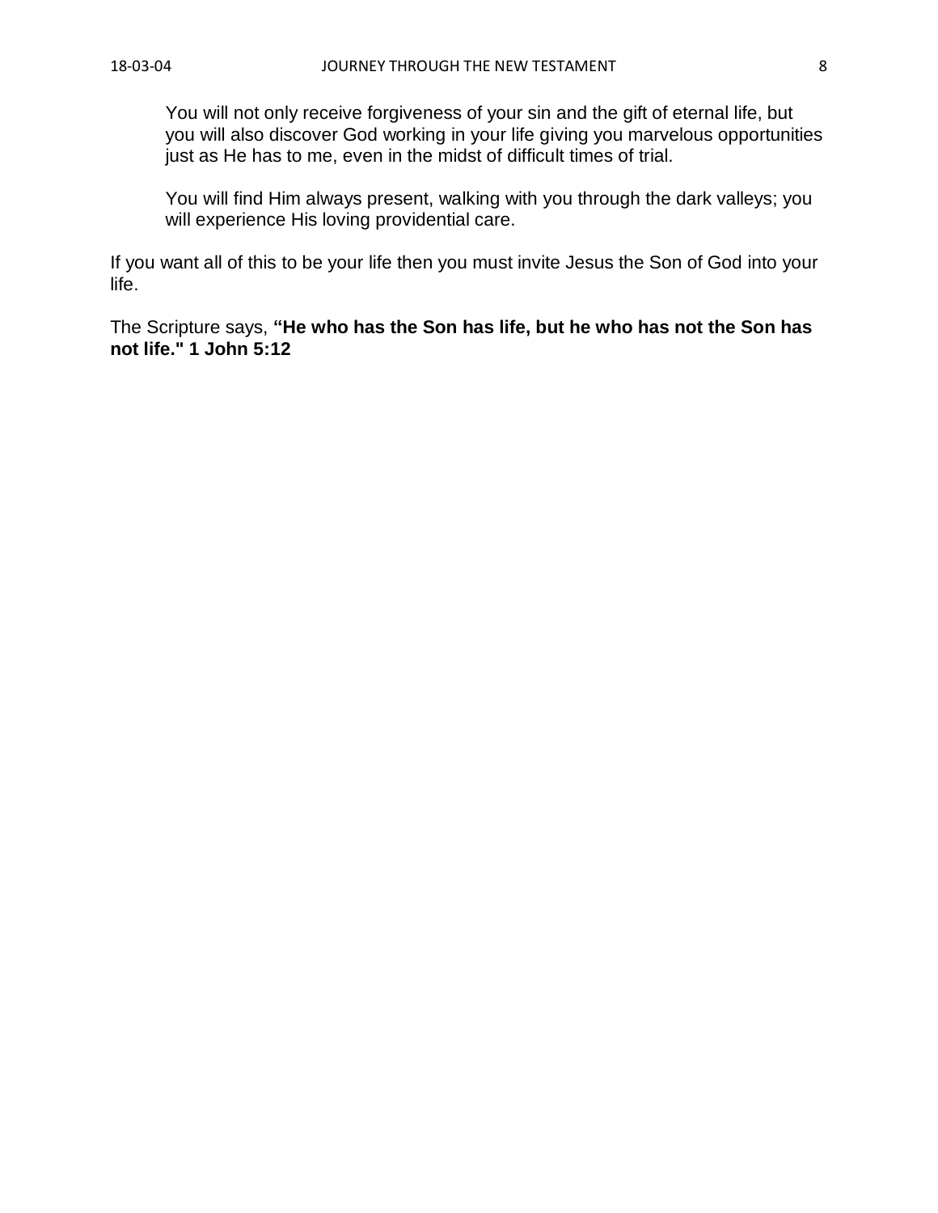You will not only receive forgiveness of your sin and the gift of eternal life, but you will also discover God working in your life giving you marvelous opportunities just as He has to me, even in the midst of difficult times of trial.

You will find Him always present, walking with you through the dark valleys; you will experience His loving providential care.

If you want all of this to be your life then you must invite Jesus the Son of God into your life.

The Scripture says, **"He who has the Son has life, but he who has not the Son has not life." 1 John 5:12**